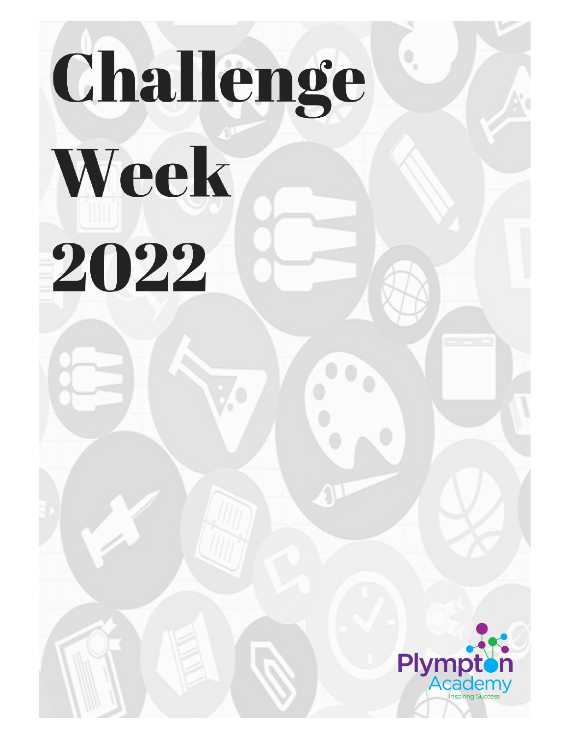# Challenge Week 2022

Plympton Academy

Inspiring Success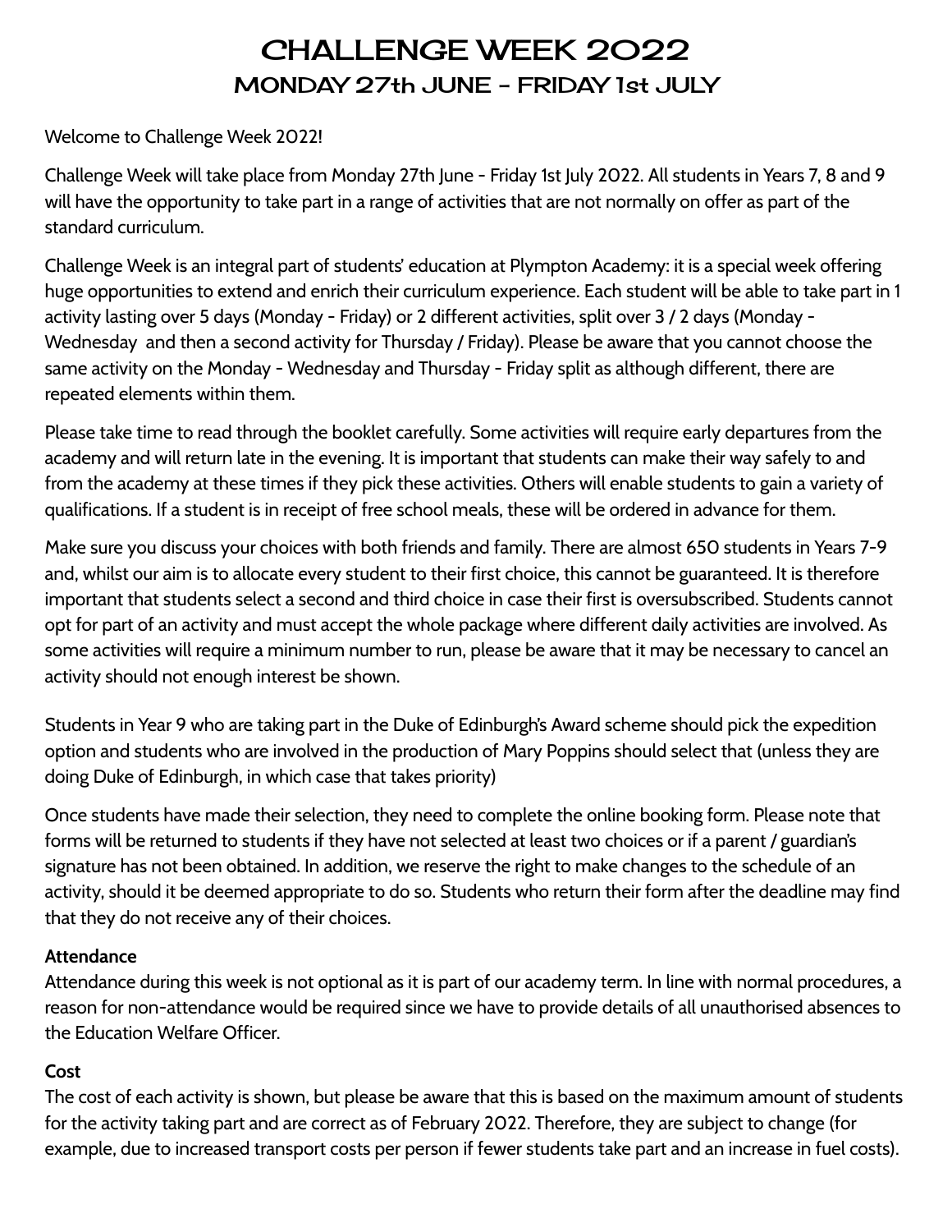# CHALLENGE WEEK 2022
## MONDAY 27th JUNE - FRIDAY 1st JULY

Welcome to Challenge Week 2022!

Challenge Week will take place from Monday 27th June - Friday 1st July 2022. All students in Years 7, 8 and 9 will have the opportunity to take part in a range of activities that are not normally on offer as part of the standard curriculum.

Challenge Week is an integral part of students' education at Plympton Academy: it is a special week offering huge opportunities to extend and enrich their curriculum experience. Each student will be able to take part in 1 activity lasting over 5 days (Monday - Friday) or 2 different activities, split over 3 / 2 days (Monday - Wednesday and then a second activity for Thursday / Friday). Please be aware that you cannot choose the same activity on the Monday - Wednesday and Thursday - Friday split as although different, there are repeated elements within them.

Please take time to read through the booklet carefully. Some activities will require early departures from the academy and will return late in the evening. It is important that students can make their way safely to and from the academy at these times if they pick these activities. Others will enable students to gain a variety of qualifications. If a student is in receipt of free school meals, these will be ordered in advance for them.

Make sure you discuss your choices with both friends and family. There are almost 650 students in Years 7-9 and, whilst our aim is to allocate every student to their first choice, this cannot be guaranteed. It is therefore important that students select a second and third choice in case their first is oversubscribed. Students cannot opt for part of an activity and must accept the whole package where different daily activities are involved. As some activities will require a minimum number to run, please be aware that it may be necessary to cancel an activity should not enough interest be shown.

Students in Year 9 who are taking part in the Duke of Edinburgh's Award scheme should pick the expedition option and students who are involved in the production of Mary Poppins should select that (unless they are doing Duke of Edinburgh, in which case that takes priority)

Once students have made their selection, they need to complete the online booking form. Please note that forms will be returned to students if they have not selected at least two choices or if a parent / guardian's signature has not been obtained. In addition, we reserve the right to make changes to the schedule of an activity, should it be deemed appropriate to do so. Students who return their form after the deadline may find that they do not receive any of their choices.

**Attendance**
Attendance during this week is not optional as it is part of our academy term. In line with normal procedures, a reason for non-attendance would be required since we have to provide details of all unauthorised absences to the Education Welfare Officer.

**Cost**
The cost of each activity is shown, but please be aware that this is based on the maximum amount of students for the activity taking part and are correct as of February 2022. Therefore, they are subject to change (for example, due to increased transport costs per person if fewer students take part and an increase in fuel costs).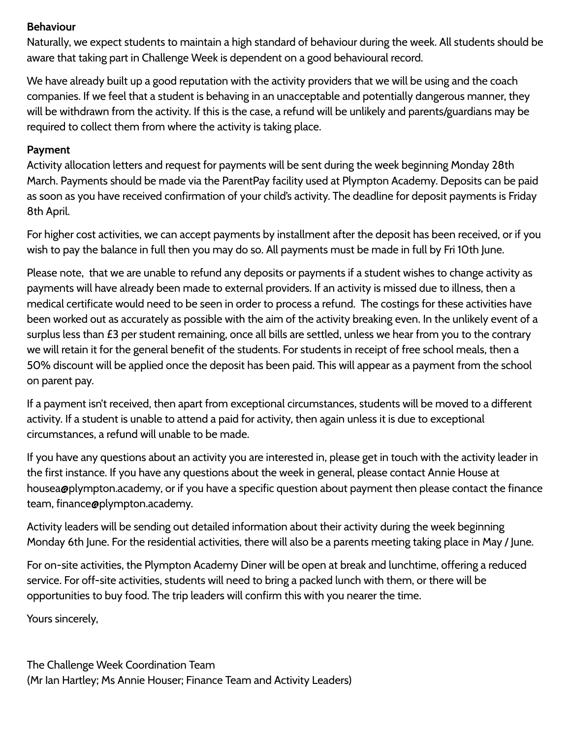**Behaviour**

Naturally, we expect students to maintain a high standard of behaviour during the week. All students should be aware that taking part in Challenge Week is dependent on a good behavioural record.

We have already built up a good reputation with the activity providers that we will be using and the coach companies. If we feel that a student is behaving in an unacceptable and potentially dangerous manner, they will be withdrawn from the activity. If this is the case, a refund will be unlikely and parents/guardians may be required to collect them from where the activity is taking place.

**Payment**

Activity allocation letters and request for payments will be sent during the week beginning Monday 28th March. Payments should be made via the ParentPay facility used at Plympton Academy. Deposits can be paid as soon as you have received confirmation of your child's activity. The deadline for deposit payments is Friday 8th April.

For higher cost activities, we can accept payments by installment after the deposit has been received, or if you wish to pay the balance in full then you may do so. All payments must be made in full by Fri 10th June.

Please note, that we are unable to refund any deposits or payments if a student wishes to change activity as payments will have already been made to external providers. If an activity is missed due to illness, then a medical certificate would need to be seen in order to process a refund. The costings for these activities have been worked out as accurately as possible with the aim of the activity breaking even. In the unlikely event of a surplus less than £3 per student remaining, once all bills are settled, unless we hear from you to the contrary we will retain it for the general benefit of the students. For students in receipt of free school meals, then a 50% discount will be applied once the deposit has been paid. This will appear as a payment from the school on parent pay.

If a payment isn't received, then apart from exceptional circumstances, students will be moved to a different activity. If a student is unable to attend a paid for activity, then again unless it is due to exceptional circumstances, a refund will unable to be made.

If you have any questions about an activity you are interested in, please get in touch with the activity leader in the first instance. If you have any questions about the week in general, please contact Annie House at housea@plympton.academy, or if you have a specific question about payment then please contact the finance team, finance@plympton.academy.

Activity leaders will be sending out detailed information about their activity during the week beginning Monday 6th June. For the residential activities, there will also be a parents meeting taking place in May / June.

For on-site activities, the Plympton Academy Diner will be open at break and lunchtime, offering a reduced service. For off-site activities, students will need to bring a packed lunch with them, or there will be opportunities to buy food. The trip leaders will confirm this with you nearer the time.

Yours sincerely,

The Challenge Week Coordination Team
(Mr Ian Hartley; Ms Annie Houser; Finance Team and Activity Leaders)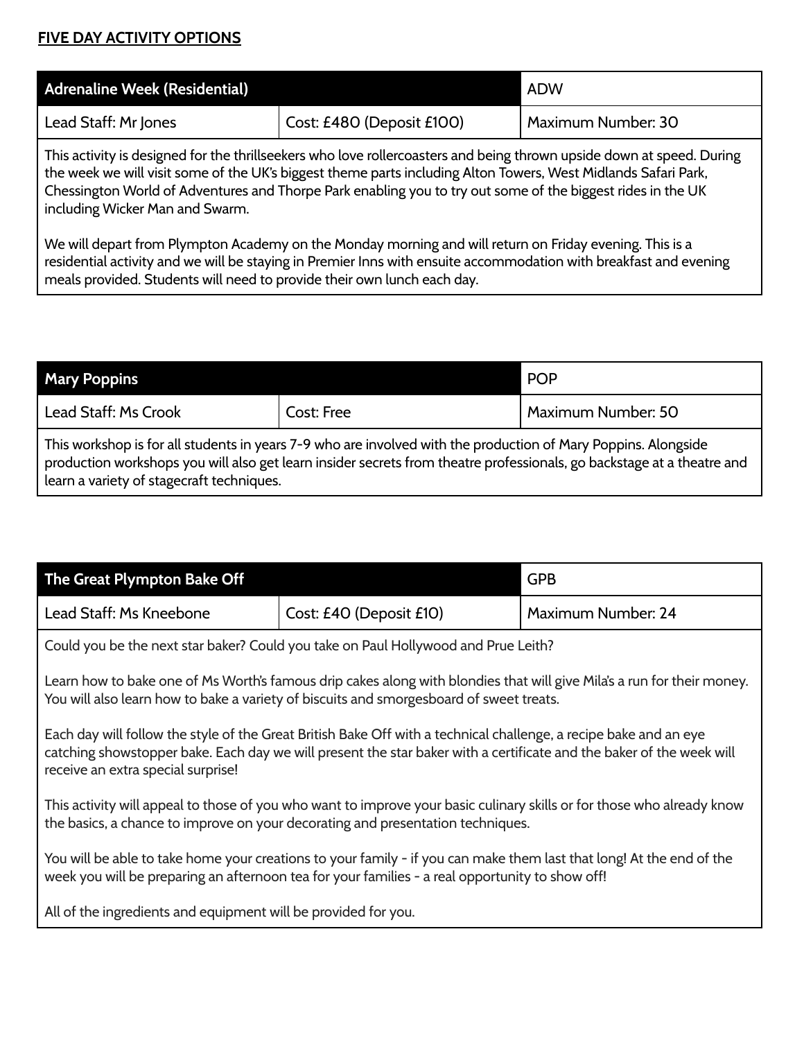## FIVE DAY ACTIVITY OPTIONS

| **Adrenaline Week (Residential)** | | ADW |
|---|---|---|
| Lead Staff: Mr Jones | Cost: £480 (Deposit £100) | Maximum Number: 30 |

This activity is designed for the thrillseekers who love rollercoasters and being thrown upside down at speed. During the week we will visit some of the UK's biggest theme parts including Alton Towers, West Midlands Safari Park, Chessington World of Adventures and Thorpe Park enabling you to try out some of the biggest rides in the UK including Wicker Man and Swarm.

We will depart from Plympton Academy on the Monday morning and will return on Friday evening. This is a residential activity and we will be staying in Premier Inns with ensuite accommodation with breakfast and evening meals provided. Students will need to provide their own lunch each day.

| **Mary Poppins** | | POP |
|---|---|---|
| Lead Staff: Ms Crook | Cost: Free | Maximum Number: 50 |

This workshop is for all students in years 7-9 who are involved with the production of Mary Poppins. Alongside production workshops you will also get learn insider secrets from theatre professionals, go backstage at a theatre and learn a variety of stagecraft techniques.

| **The Great Plympton Bake Off** | | GPB |
|---|---|---|
| Lead Staff: Ms Kneebone | Cost: £40 (Deposit £10) | Maximum Number: 24 |

Could you be the next star baker? Could you take on Paul Hollywood and Prue Leith?

Learn how to bake one of Ms Worth's famous drip cakes along with blondies that will give Mila's a run for their money. You will also learn how to bake a variety of biscuits and smorgesboard of sweet treats.

Each day will follow the style of the Great British Bake Off with a technical challenge, a recipe bake and an eye catching showstopper bake. Each day we will present the star baker with a certificate and the baker of the week will receive an extra special surprise!

This activity will appeal to those of you who want to improve your basic culinary skills or for those who already know the basics, a chance to improve on your decorating and presentation techniques.

You will be able to take home your creations to your family - if you can make them last that long! At the end of the week you will be preparing an afternoon tea for your families - a real opportunity to show off!

All of the ingredients and equipment will be provided for you.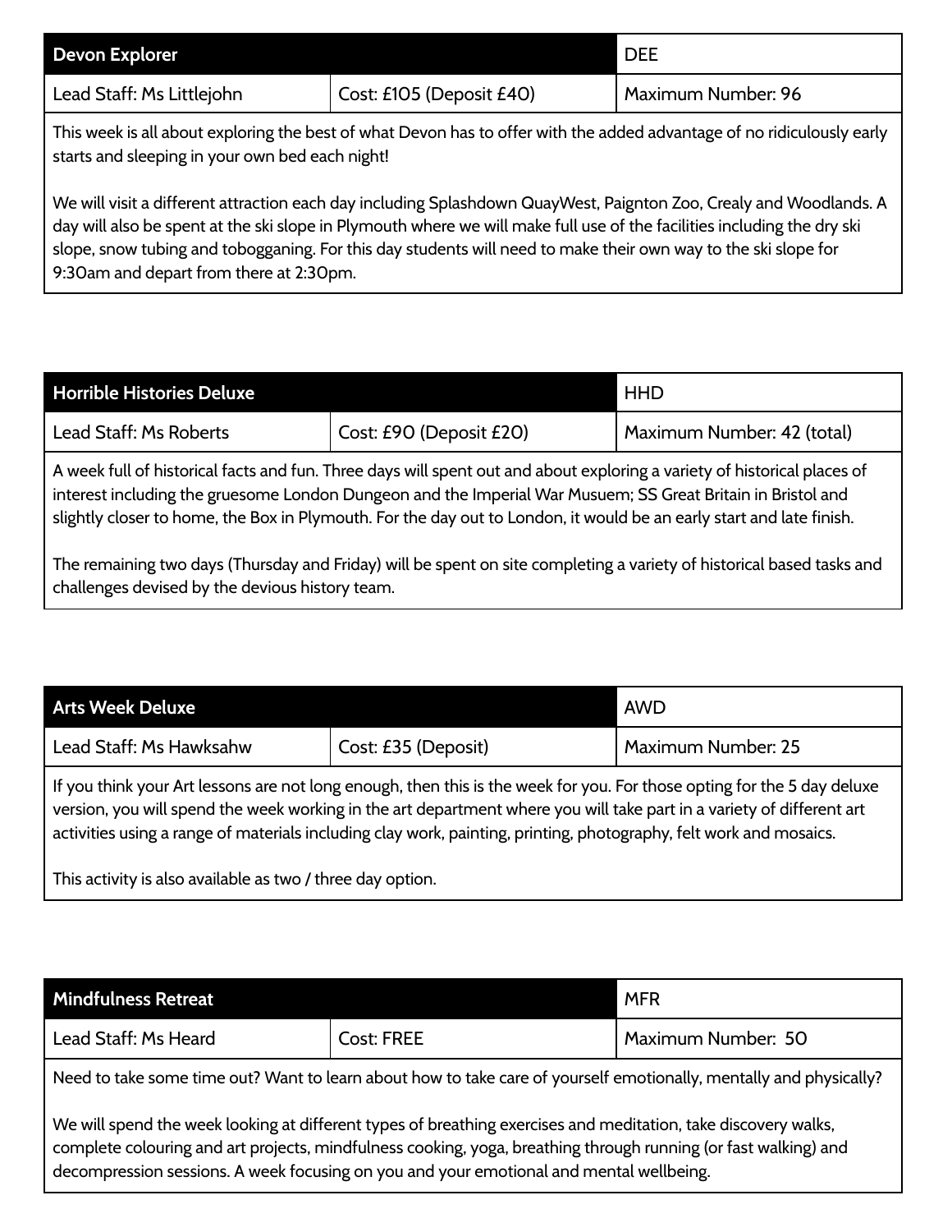| Devon Explorer | | DEE |
|---|---|---|
| Lead Staff: Ms Littlejohn | Cost: £105 (Deposit £40) | Maximum Number: 96 |

This week is all about exploring the best of what Devon has to offer with the added advantage of no ridiculously early starts and sleeping in your own bed each night!

We will visit a different attraction each day including Splashdown QuayWest, Paignton Zoo, Crealy and Woodlands. A day will also be spent at the ski slope in Plymouth where we will make full use of the facilities including the dry ski slope, snow tubing and tobogganing. For this day students will need to make their own way to the ski slope for 9:30am and depart from there at 2:30pm.

| Horrible Histories Deluxe | | HHD |
|---|---|---|
| Lead Staff: Ms Roberts | Cost: £90 (Deposit £20) | Maximum Number: 42 (total) |

A week full of historical facts and fun. Three days will spent out and about exploring a variety of historical places of interest including the gruesome London Dungeon and the Imperial War Musuem; SS Great Britain in Bristol and slightly closer to home, the Box in Plymouth. For the day out to London, it would be an early start and late finish.

The remaining two days (Thursday and Friday) will be spent on site completing a variety of historical based tasks and challenges devised by the devious history team.

| Arts Week Deluxe | | AWD |
|---|---|---|
| Lead Staff: Ms Hawksahw | Cost: £35 (Deposit) | Maximum Number: 25 |

If you think your Art lessons are not long enough, then this is the week for you. For those opting for the 5 day deluxe version, you will spend the week working in the art department where you will take part in a variety of different art activities using a range of materials including clay work, painting, printing, photography, felt work and mosaics.

This activity is also available as two / three day option.

| Mindfulness Retreat | | MFR |
|---|---|---|
| Lead Staff: Ms Heard | Cost: FREE | Maximum Number: 50 |

Need to take some time out? Want to learn about how to take care of yourself emotionally, mentally and physically?

We will spend the week looking at different types of breathing exercises and meditation, take discovery walks, complete colouring and art projects, mindfulness cooking, yoga, breathing through running (or fast walking) and decompression sessions. A week focusing on you and your emotional and mental wellbeing.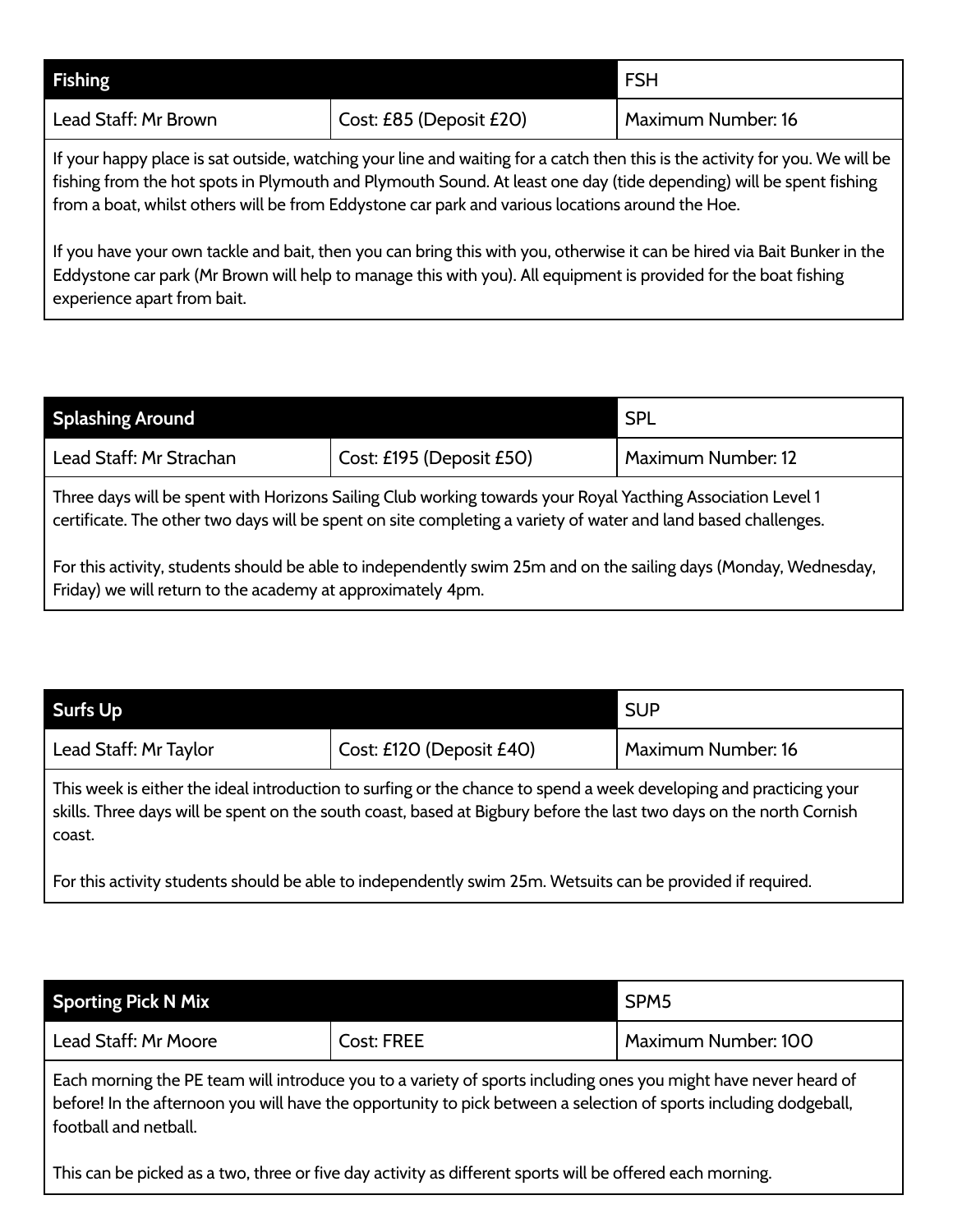| **Fishing** | | FSH |
|---|---|---|
| Lead Staff: Mr Brown | Cost: £85 (Deposit £20) | Maximum Number: 16 |

If your happy place is sat outside, watching your line and waiting for a catch then this is the activity for you. We will be fishing from the hot spots in Plymouth and Plymouth Sound. At least one day (tide depending) will be spent fishing from a boat, whilst others will be from Eddystone car park and various locations around the Hoe.

If you have your own tackle and bait, then you can bring this with you, otherwise it can be hired via Bait Bunker in the Eddystone car park (Mr Brown will help to manage this with you). All equipment is provided for the boat fishing experience apart from bait.

| **Splashing Around** | | SPL |
|---|---|---|
| Lead Staff: Mr Strachan | Cost: £195 (Deposit £50) | Maximum Number: 12 |

Three days will be spent with Horizons Sailing Club working towards your Royal Yacthing Association Level 1 certificate. The other two days will be spent on site completing a variety of water and land based challenges.

For this activity, students should be able to independently swim 25m and on the sailing days (Monday, Wednesday, Friday) we will return to the academy at approximately 4pm.

| **Surfs Up** | | SUP |
|---|---|---|
| Lead Staff: Mr Taylor | Cost: £120 (Deposit £40) | Maximum Number: 16 |

This week is either the ideal introduction to surfing or the chance to spend a week developing and practicing your skills. Three days will be spent on the south coast, based at Bigbury before the last two days on the north Cornish coast.

For this activity students should be able to independently swim 25m. Wetsuits can be provided if required.

| **Sporting Pick N Mix** | | SPM5 |
|---|---|---|
| Lead Staff: Mr Moore | Cost: FREE | Maximum Number: 100 |

Each morning the PE team will introduce you to a variety of sports including ones you might have never heard of before! In the afternoon you will have the opportunity to pick between a selection of sports including dodgeball, football and netball.

This can be picked as a two, three or five day activity as different sports will be offered each morning.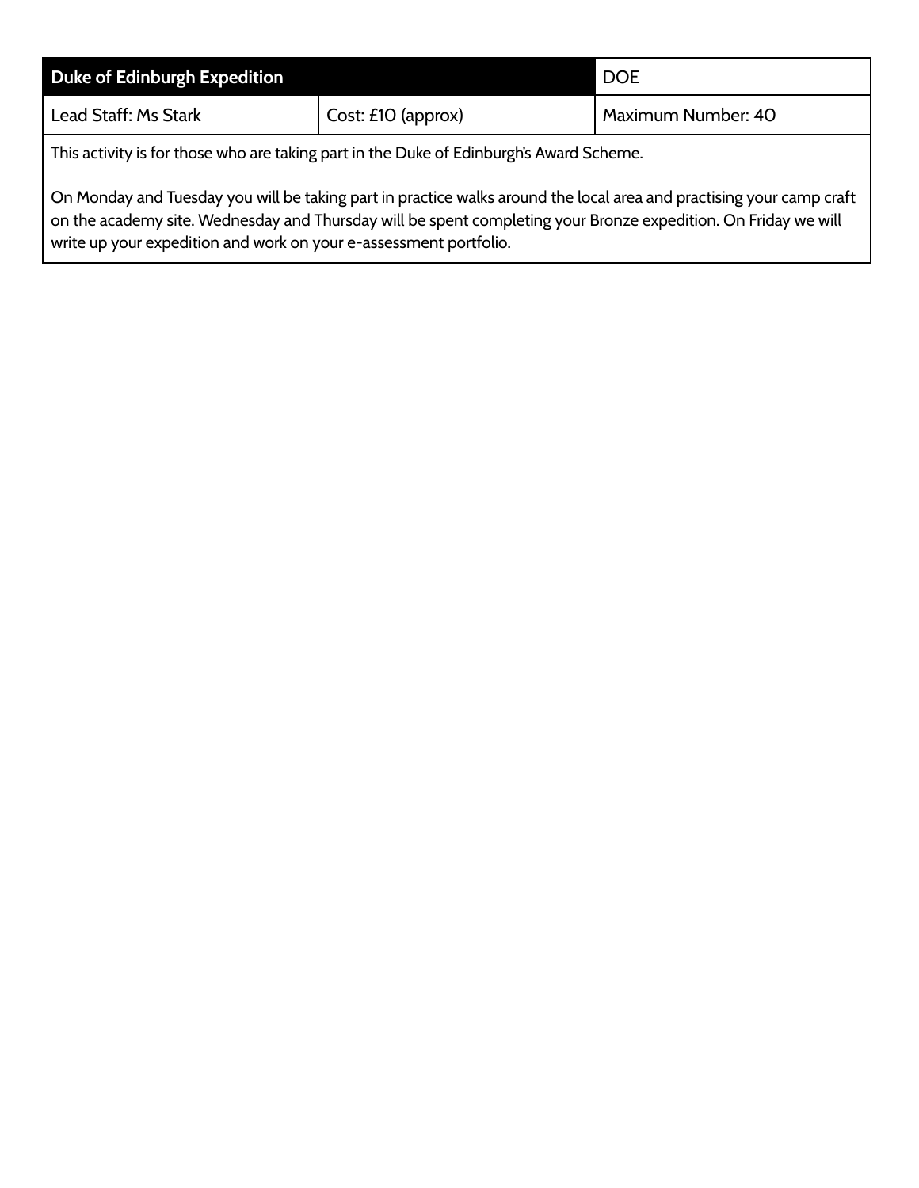| **Duke of Edinburgh Expedition** | | DOE |
| --- | --- | --- |
| Lead Staff: Ms Stark | Cost: £10 (approx) | Maximum Number: 40 |

This activity is for those who are taking part in the Duke of Edinburgh's Award Scheme.

On Monday and Tuesday you will be taking part in practice walks around the local area and practising your camp craft on the academy site. Wednesday and Thursday will be spent completing your Bronze expedition. On Friday we will write up your expedition and work on your e-assessment portfolio.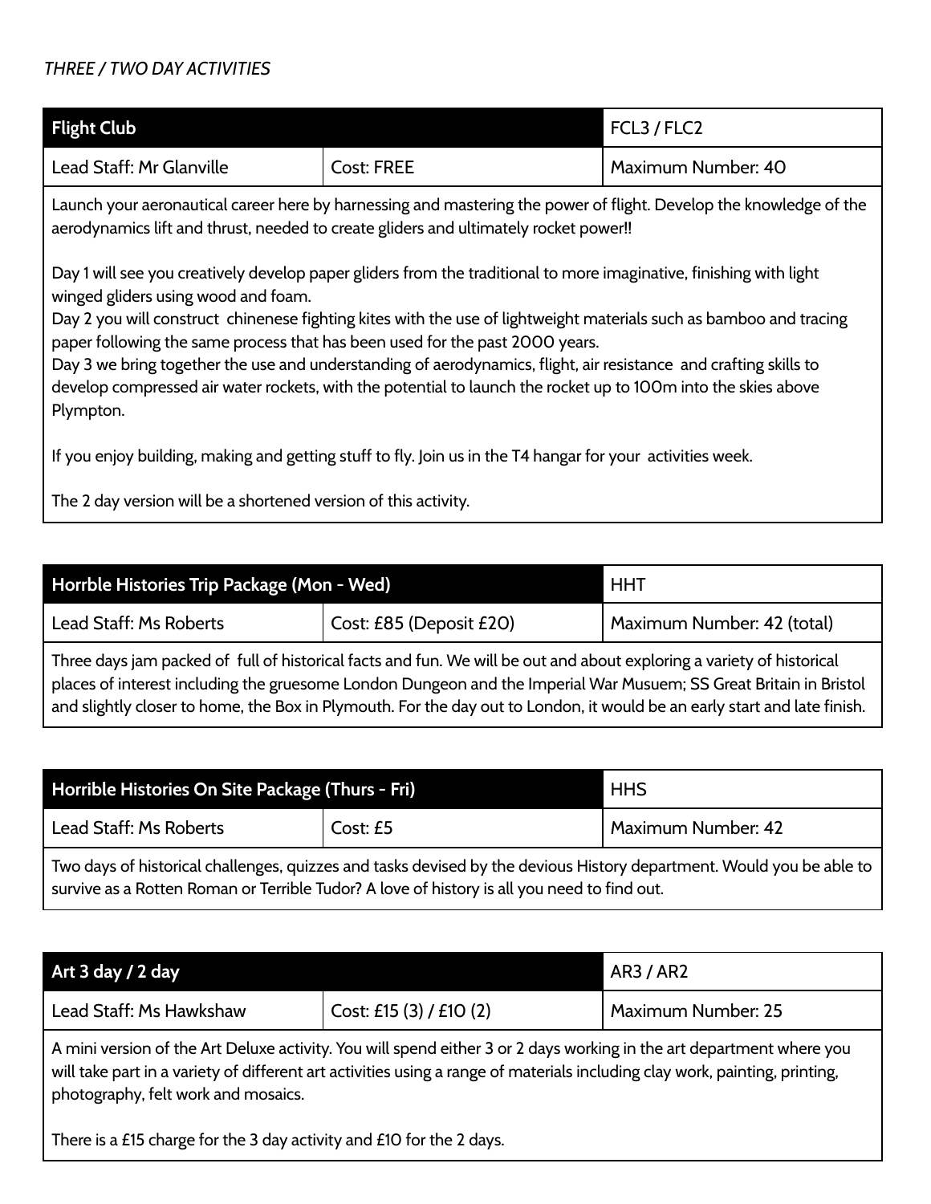*THREE / TWO DAY ACTIVITIES*

| **Flight Club** | | FCL3 / FLC2 |
|---|---|---|
| Lead Staff: Mr Glanville | Cost: FREE | Maximum Number: 40 |

Launch your aeronautical career here by harnessing and mastering the power of flight. Develop the knowledge of the aerodynamics lift and thrust, needed to create gliders and ultimately rocket power!!

Day 1 will see you creatively develop paper gliders from the traditional to more imaginative, finishing with light winged gliders using wood and foam.
Day 2 you will construct chinenese fighting kites with the use of lightweight materials such as bamboo and tracing paper following the same process that has been used for the past 2000 years.
Day 3 we bring together the use and understanding of aerodynamics, flight, air resistance and crafting skills to develop compressed air water rockets, with the potential to launch the rocket up to 100m into the skies above Plympton.

If you enjoy building, making and getting stuff to fly. Join us in the T4 hangar for your activities week.

The 2 day version will be a shortened version of this activity.

| **Horrble Histories Trip Package (Mon - Wed)** | | HHT |
|---|---|---|
| Lead Staff: Ms Roberts | Cost: £85 (Deposit £20) | Maximum Number: 42 (total) |

Three days jam packed of full of historical facts and fun. We will be out and about exploring a variety of historical places of interest including the gruesome London Dungeon and the Imperial War Musuem; SS Great Britain in Bristol and slightly closer to home, the Box in Plymouth. For the day out to London, it would be an early start and late finish.

| **Horrible Histories On Site Package (Thurs - Fri)** | | HHS |
|---|---|---|
| Lead Staff: Ms Roberts | Cost: £5 | Maximum Number: 42 |

Two days of historical challenges, quizzes and tasks devised by the devious History department. Would you be able to survive as a Rotten Roman or Terrible Tudor? A love of history is all you need to find out.

| **Art 3 day / 2 day** | | AR3 / AR2 |
|---|---|---|
| Lead Staff: Ms Hawkshaw | Cost: £15 (3) / £10 (2) | Maximum Number: 25 |

A mini version of the Art Deluxe activity. You will spend either 3 or 2 days working in the art department where you will take part in a variety of different art activities using a range of materials including clay work, painting, printing, photography, felt work and mosaics.

There is a £15 charge for the 3 day activity and £10 for the 2 days.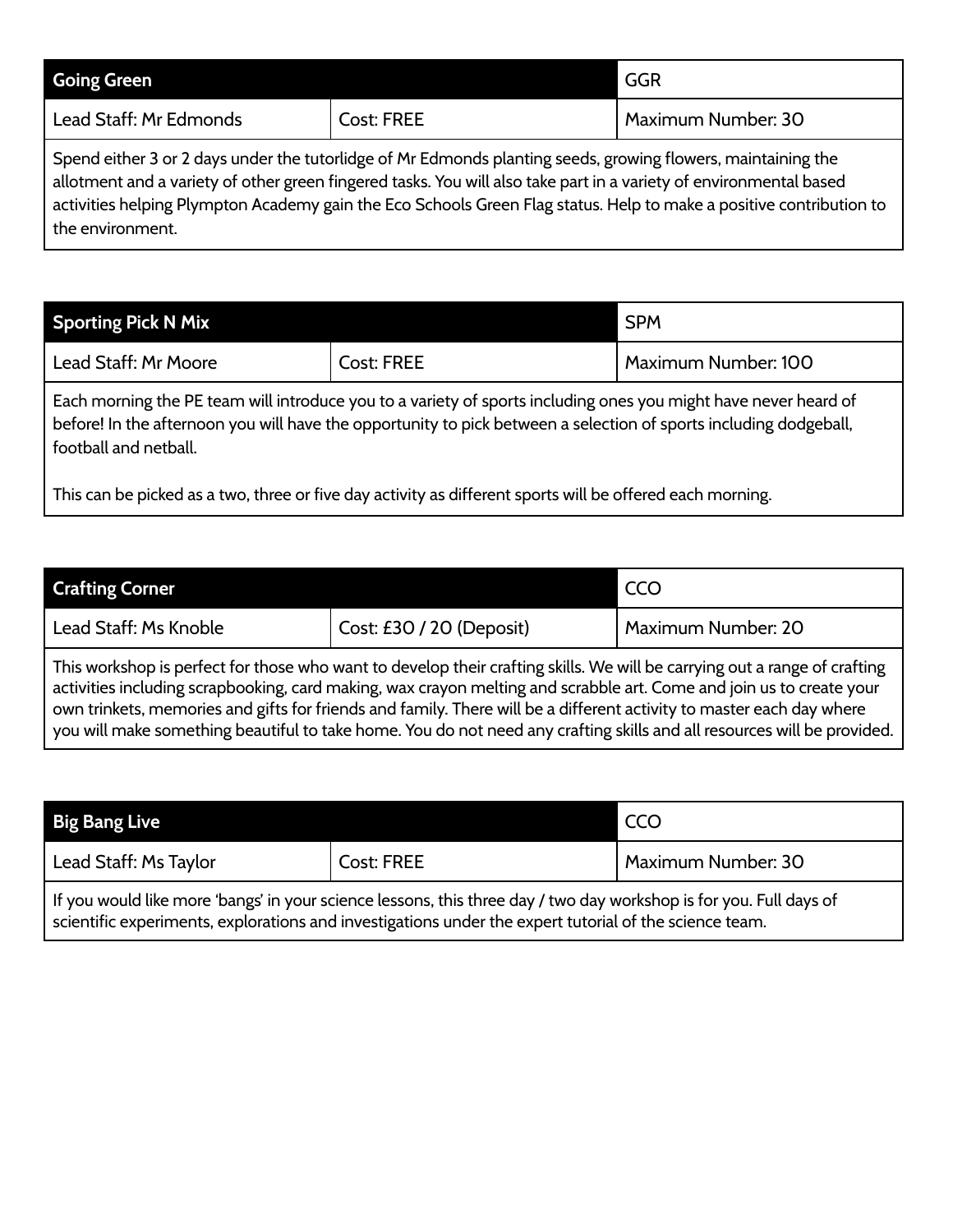| Going Green | | GGR |
| --- | --- | --- |
| Lead Staff: Mr Edmonds | Cost: FREE | Maximum Number: 30 |
| Spend either 3 or 2 days under the tutorlidge of Mr Edmonds planting seeds, growing flowers, maintaining the allotment and a variety of other green fingered tasks. You will also take part in a variety of environmental based activities helping Plympton Academy gain the Eco Schools Green Flag status. Help to make a positive contribution to the environment. | | |

| Sporting Pick N Mix | | SPM |
| --- | --- | --- |
| Lead Staff: Mr Moore | Cost: FREE | Maximum Number: 100 |
| Each morning the PE team will introduce you to a variety of sports including ones you might have never heard of before! In the afternoon you will have the opportunity to pick between a selection of sports including dodgeball, football and netball.<br><br>This can be picked as a two, three or five day activity as different sports will be offered each morning. | | |

| Crafting Corner | | CCO |
| --- | --- | --- |
| Lead Staff: Ms Knoble | Cost: £30 / 20 (Deposit) | Maximum Number: 20 |
| This workshop is perfect for those who want to develop their crafting skills. We will be carrying out a range of crafting activities including scrapbooking, card making, wax crayon melting and scrabble art. Come and join us to create your own trinkets, memories and gifts for friends and family. There will be a different activity to master each day where you will make something beautiful to take home. You do not need any crafting skills and all resources will be provided. | | |

| Big Bang Live | | CCO |
| --- | --- | --- |
| Lead Staff: Ms Taylor | Cost: FREE | Maximum Number: 30 |
| If you would like more 'bangs' in your science lessons, this three day / two day workshop is for you. Full days of scientific experiments, explorations and investigations under the expert tutorial of the science team. | | |